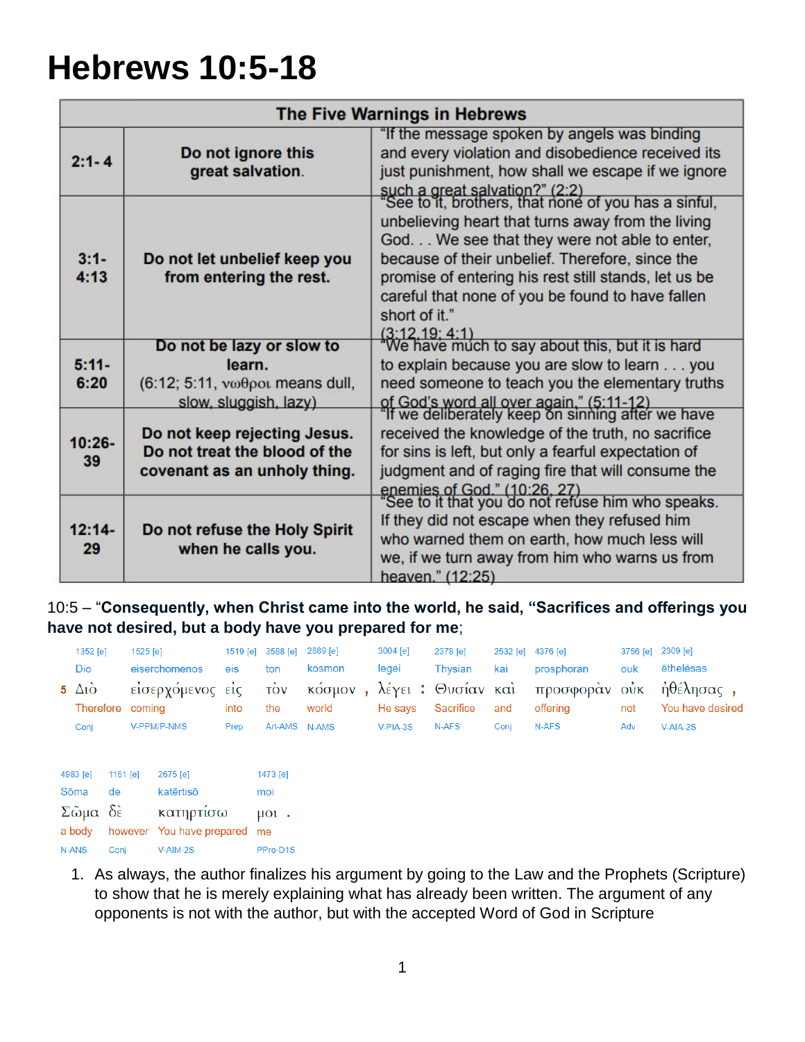# Hebrews 10:5-18

| The Five Warnings in Hebrews | | |
|---|---|---|
| 2:1- 4 | **Do not ignore this great salvation.** | "If the message spoken by angels was binding and every violation and disobedience received its just punishment, how shall we escape if we ignore such a great salvation?" (2:2) |
| 3:1- 4:13 | **Do not let unbelief keep you from entering the rest.** | "See to it, brothers, that none of you has a sinful, unbelieving heart that turns away from the living God. . . We see that they were not able to enter, because of their unbelief. Therefore, since the promise of entering his rest still stands, let us be careful that none of you be found to have fallen short of it." (3:12,19; 4:1) |
| 5:11- 6:20 | **Do not be lazy or slow to learn.** (6:12; 5:11, νωθροι means dull, slow, sluggish, lazy) | "We have much to say about this, but it is hard to explain because you are slow to learn . . . you need someone to teach you the elementary truths of God's word all over again." (5:11-12) |
| 10:26- 39 | **Do not keep rejecting Jesus. Do not treat the blood of the covenant as an unholy thing.** | "If we deliberately keep on sinning after we have received the knowledge of the truth, no sacrifice for sins is left, but only a fearful expectation of judgment and of raging fire that will consume the enemies of God." (10:26, 27) |
| 12:14- 29 | **Do not refuse the Holy Spirit when he calls you.** | "See to it that you do not refuse him who speaks. If they did not escape when they refused him who warned them on earth, how much less will we, if we turn away from him who warns us from heaven." (12:25) |

10:5 – "**Consequently, when Christ came into the world, he said, "Sacrifices and offerings you have not desired, but a body have you prepared for me**;

| | 1352 [e] | 1525 [e] | 1519 [e] | 3588 [e] | 2889 [e] | 3004 [e] | 2378 [e] | 2532 [e] | 4376 [e] | 3756 [e] | 2309 [e] |
|---|---|---|---|---|---|---|---|---|---|---|---|
| | Dio | eiserchomenos | eis | ton | kosmon | legei | Thysian | kai | prosphoran | ouk | ēthelēsas |
| 5 | Διὸ | εἰσερχόμενος | εἰς | τὸν | κόσμον , | λέγει : | Θυσίαν | καὶ | προσφορὰν | οὐκ | ἠθέλησας , |
| | Therefore | coming | into | the | world | He says | Sacrifice | and | offering | not | You have desired |
| | Conj | V-PPM/P-NMS | Prep | Art-AMS | N-AMS | V-PIA-3S | N-AFS | Conj | N-AFS | Adv | V-AIA-2S |

| 4983 [e] | 1161 [e] | 2675 [e] | 1473 [e] |
|---|---|---|---|
| Sōma | de | katērtisō | moi |
| Σῶμα | δὲ | κατηρτίσω | μοι . |
| a body | however | You have prepared | me |
| N-ANS | Conj | V-AIM-2S | PPro-D1S |

1. As always, the author finalizes his argument by going to the Law and the Prophets (Scripture) to show that he is merely explaining what has already been written. The argument of any opponents is not with the author, but with the accepted Word of God in Scripture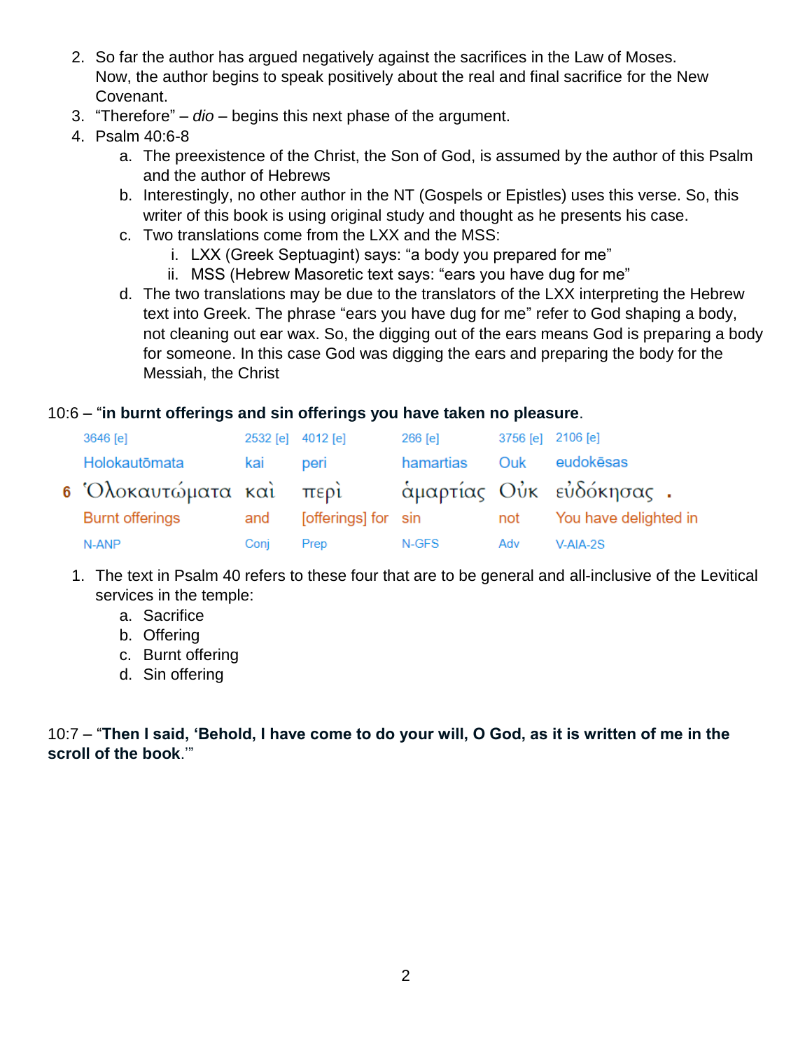2. So far the author has argued negatively against the sacrifices in the Law of Moses. Now, the author begins to speak positively about the real and final sacrifice for the New Covenant.
3. "Therefore" – *dio* – begins this next phase of the argument.
4. Psalm 40:6-8
   a. The preexistence of the Christ, the Son of God, is assumed by the author of this Psalm and the author of Hebrews
   b. Interestingly, no other author in the NT (Gospels or Epistles) uses this verse. So, this writer of this book is using original study and thought as he presents his case.
   c. Two translations come from the LXX and the MSS:
      i. LXX (Greek Septuagint) says: "a body you prepared for me"
      ii. MSS (Hebrew Masoretic text says: "ears you have dug for me"
   d. The two translations may be due to the translators of the LXX interpreting the Hebrew text into Greek. The phrase "ears you have dug for me" refer to God shaping a body, not cleaning out ear wax. So, the digging out of the ears means God is preparing a body for someone. In this case God was digging the ears and preparing the body for the Messiah, the Christ

10:6 – "**in burnt offerings and sin offerings you have taken no pleasure**.

| | 3646 [e] | 2532 [e] | 4012 [e] | 266 [e] | 3756 [e] | 2106 [e] |
|---|---|---|---|---|---|---|
| | Holokautōmata | kai | peri | hamartias | Ouk | eudokēsas |
| 6 | Ὁλοκαυτώματα | καὶ | περὶ | ἁμαρτίας | Οὐκ | εὐδόκησας . |
| | Burnt offerings | and | [offerings] for | sin | not | You have delighted in |
| | N-ANP | Conj | Prep | N-GFS | Adv | V-AIA-2S |

1. The text in Psalm 40 refers to these four that are to be general and all-inclusive of the Levitical services in the temple:
   a. Sacrifice
   b. Offering
   c. Burnt offering
   d. Sin offering

10:7 – "**Then I said, 'Behold, I have come to do your will, O God, as it is written of me in the scroll of the book**.'"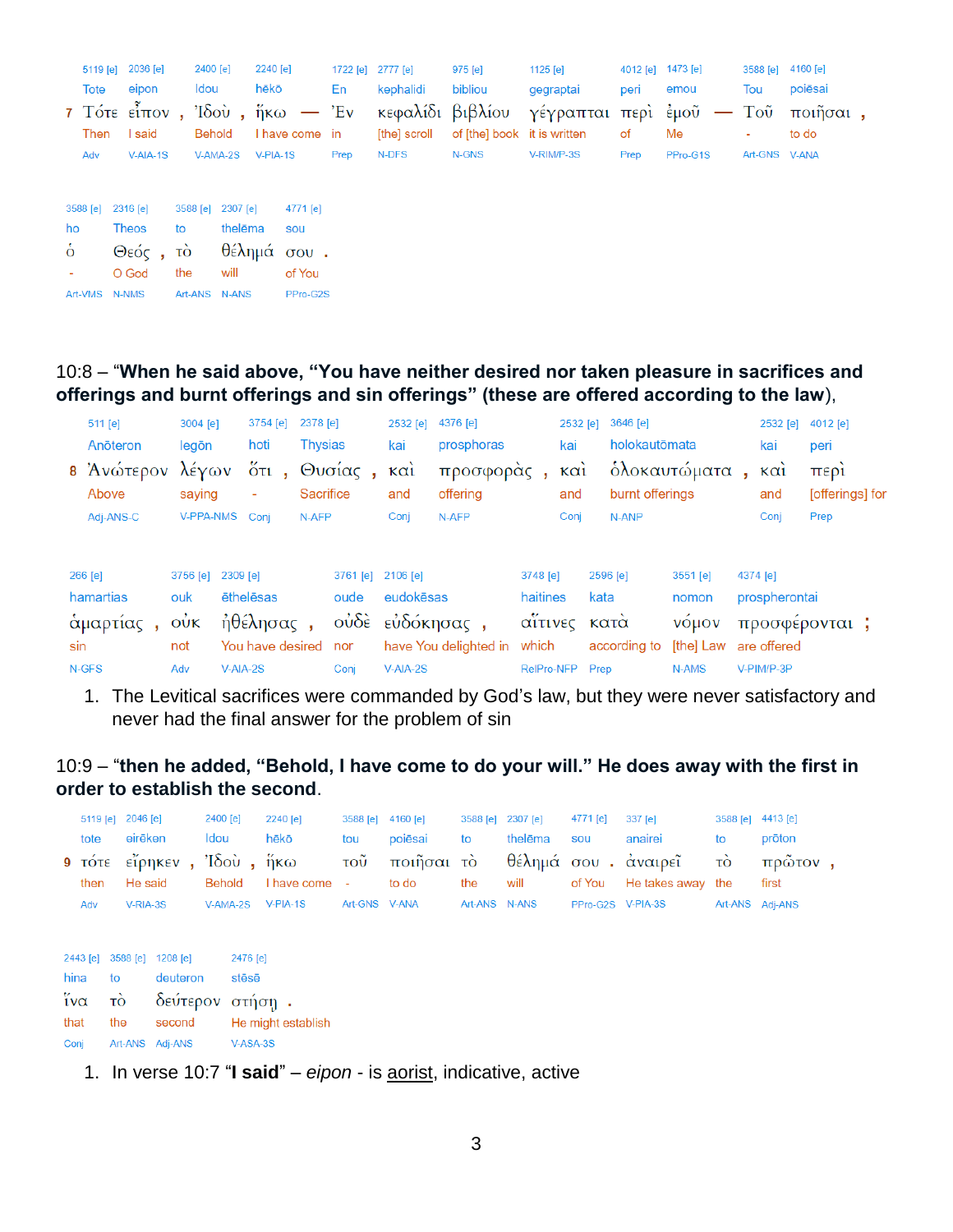| 5119 [e] | 2036 [e] | | 2400 [e] | | 2240 [e] | | 1722 [e] | 2777 [e] | 975 [e] | 1125 [e] | 4012 [e] | 1473 [e] | | 3588 [e] | 4160 [e] | |
|---|---|---|---|---|---|---|---|---|---|---|---|---|---|---|---|---|
| Tote | eipon | | Idou | | hēkō | | En | kephalidi | bibliou | gegraptai | peri | emou | | Tou | poiēsai | |
| 7 Τότε | εἶπον | , | Ἰδοὺ | , | ἥκω | — | Ἐν | κεφαλίδι | βιβλίου | γέγραπται | περὶ | ἐμοῦ | — | Τοῦ | ποιῆσαι | , |
| Then | I said | | Behold | | I have come | | in | [the] scroll | of [the] book | it is written | of | Me | | - | to do | |
| Adv | V-AIA-1S | | V-AMA-2S | | V-PIA-1S | | Prep | N-DFS | N-GNS | V-RIM/P-3S | Prep | PPro-G1S | | Art-GNS | V-ANA | |

| 3588 [e] | 2316 [e] | | 3588 [e] | 2307 [e] | 4771 [e] | |
|---|---|---|---|---|---|---|
| ho | Theos | | to | thelēma | sou | |
| ὁ | Θεός | , | τὸ | θέλημά | σου | . |
| - | O God | | the | will | of You | |
| Art-VMS | N-NMS | | Art-ANS | N-ANS | PPro-G2S | |

10:8 – "**When he said above, "You have neither desired nor taken pleasure in sacrifices and offerings and burnt offerings and sin offerings" (these are offered according to the law)**,

| 511 [e] | 3004 [e] | 3754 [e] | | 2378 [e] | | 2532 [e] | 4376 [e] | | 2532 [e] | 3646 [e] | | 2532 [e] | 4012 [e] |
|---|---|---|---|---|---|---|---|---|---|---|---|---|---|
| Anōteron | legōn | hoti | | Thysias | | kai | prosphoras | | kai | holokautōmata | | kai | peri |
| 8 Ἀνώτερον | λέγων | ὅτι | , | Θυσίας | , | καὶ | προσφορὰς | , | καὶ | ὁλοκαυτώματα | , | καὶ | περὶ |
| Above | saying | - | | Sacrifice | | and | offering | | and | burnt offerings | | and | [offerings] for |
| Adj-ANS-C | V-PPA-NMS | Conj | | N-AFP | | Conj | N-AFP | | Conj | N-ANP | | Conj | Prep |

| 266 [e] | | 3756 [e] | 2309 [e] | | 3761 [e] | 2106 [e] | | 3748 [e] | 2596 [e] | 3551 [e] | 4374 [e] | |
|---|---|---|---|---|---|---|---|---|---|---|---|---|
| hamartias | | ouk | ēthelēsas | | oude | eudokēsas | | haitines | kata | nomon | prospherontai | |
| ἁμαρτίας | , | οὐκ | ἠθέλησας | , | οὐδὲ | εὐδόκησας | , | αἵτινες | κατὰ | νόμον | προσφέρονται | ; |
| sin | | not | You have desired | | nor | have You delighted in | | which | according to | [the] Law | are offered | |
| N-GFS | | Adv | V-AIA-2S | | Conj | V-AIA-2S | | RelPro-NFP | Prep | N-AMS | V-PIM/P-3P | |

1. The Levitical sacrifices were commanded by God's law, but they were never satisfactory and never had the final answer for the problem of sin

10:9 – "**then he added, "Behold, I have come to do your will." He does away with the first in order to establish the second**.

| 5119 [e] | 2046 [e] | | 2400 [e] | | 2240 [e] | 3588 [e] | 4160 [e] | 3588 [e] | 2307 [e] | 4771 [e] | | 337 [e] | 3588 [e] | 4413 [e] | |
|---|---|---|---|---|---|---|---|---|---|---|---|---|---|---|---|
| tote | eirēken | | Idou | | hēkō | tou | poiēsai | to | thelēma | sou | | anairei | to | prōton | |
| 9 τότε | εἴρηκεν | , | Ἰδοὺ | , | ἥκω | τοῦ | ποιῆσαι | τὸ | θέλημά | σου | . | ἀναιρεῖ | τὸ | πρῶτον | , |
| then | He said | | Behold | | I have come | - | to do | the | will | of You | | He takes away | the | first | |
| Adv | V-RIA-3S | | V-AMA-2S | | V-PIA-1S | Art-GNS | V-ANA | Art-ANS | N-ANS | PPro-G2S | | V-PIA-3S | Art-ANS | Adj-ANS | |

| 2443 [e] | 3588 [e] | 1208 [e] | 2476 [e] | |
|---|---|---|---|---|
| hina | to | deuteron | stēsē | |
| ἵνα | τὸ | δεύτερον | στήσῃ | . |
| that | the | second | He might establish | |
| Conj | Art-ANS | Adj-ANS | V-ASA-3S | |

1. In verse 10:7 "**I said**" – *eipon* - is aorist, indicative, active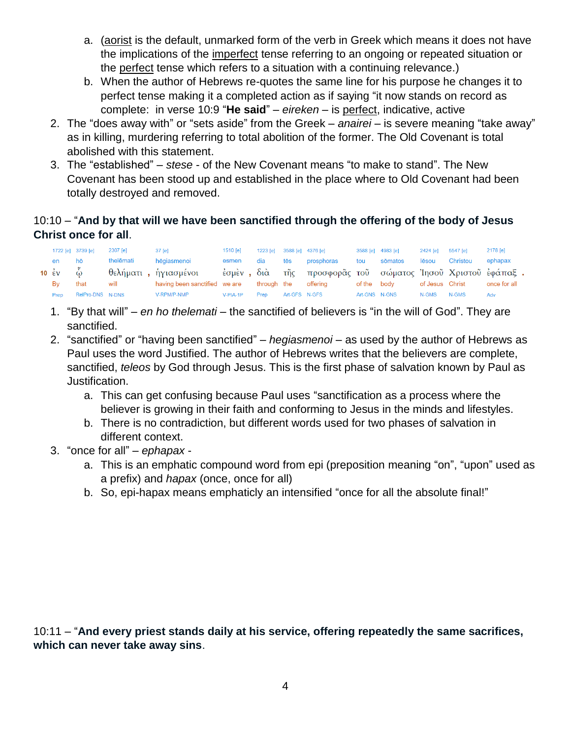a. (aorist is the default, unmarked form of the verb in Greek which means it does not have the implications of the imperfect tense referring to an ongoing or repeated situation or the perfect tense which refers to a situation with a continuing relevance.)
   b. When the author of Hebrews re-quotes the same line for his purpose he changes it to perfect tense making it a completed action as if saying "it now stands on record as complete: in verse 10:9 "**He said**" – *eireken* – is perfect, indicative, active
2. The "does away with" or "sets aside" from the Greek – *anairei* – is severe meaning "take away" as in killing, murdering referring to total abolition of the former. The Old Covenant is total abolished with this statement.
3. The "established" – *stese* - of the New Covenant means "to make to stand". The New Covenant has been stood up and established in the place where to Old Covenant had been totally destroyed and removed.

10:10 – "**And by that will we have been sanctified through the offering of the body of Jesus Christ once for all**.

| | 1722 [e] | 3739 [e] | 2307 [e] | 37 [e] | 1510 [e] | 1223 [e] | 3588 [e] | 4376 [e] | 3588 [e] | 4983 [e] | 2424 [e] | 5547 [e] | 2178 [e] |
|---|---|---|---|---|---|---|---|---|---|---|---|---|---|
| | en | hō | thelēmati | hēgiasmenoi | esmen | dia | tēs | prosphoras | tou | sōmatos | Iēsou | Christou | ephapax |
| 10 | ἐν | ᾧ | θελήματι , | ἡγιασμένοι | ἐσμὲν , | διὰ | τῆς | προσφορᾶς | τοῦ | σώματος | Ἰησοῦ | Χριστοῦ | ἐφάπαξ . |
| | By | that | will | having been sanctified | we are | through | the | offering | of the | body | of Jesus | Christ | once for all |
| | Prep | RelPro-DNS | N-DNS | V-RPM/P-NMP | V-PIA-1P | Prep | Art-GFS | N-GFS | Art-GNS | N-GNS | N-GMS | N-GMS | Adv |

1. "By that will" – *en ho thelemati* – the sanctified of believers is "in the will of God". They are sanctified.
2. "sanctified" or "having been sanctified" – *hegiasmenoi* – as used by the author of Hebrews as Paul uses the word Justified. The author of Hebrews writes that the believers are complete, sanctified, *teleos* by God through Jesus. This is the first phase of salvation known by Paul as Justification.
   a. This can get confusing because Paul uses "sanctification as a process where the believer is growing in their faith and conforming to Jesus in the minds and lifestyles.
   b. There is no contradiction, but different words used for two phases of salvation in different context.
3. "once for all" – *ephapax* -
   a. This is an emphatic compound word from epi (preposition meaning "on", "upon" used as a prefix) and *hapax* (once, once for all)
   b. So, epi-hapax means emphaticly an intensified "once for all the absolute final!"

10:11 – "**And every priest stands daily at his service, offering repeatedly the same sacrifices, which can never take away sins**.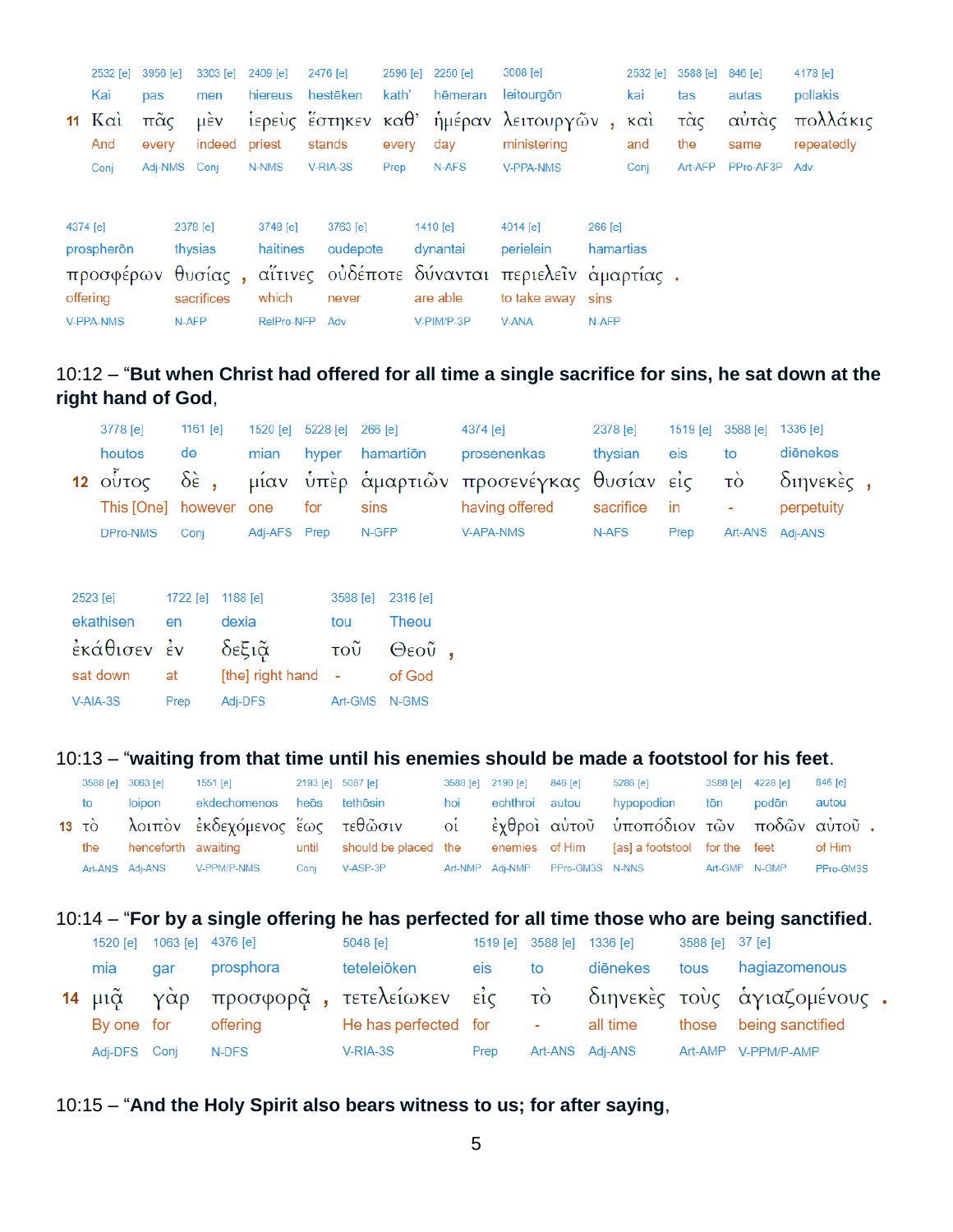| | 2532 [e] | 3956 [e] | 3303 [e] | 2409 [e] | 2476 [e] | 2596 [e] | 2250 [e] | 3008 [e] | | 2532 [e] | 3588 [e] | 846 [e] | 4178 [e] |
|---|---|---|---|---|---|---|---|---|---|---|---|---|---|
| | Kai | pas | men | hiereus | hestēken | kath’ | hēmeran | leitourgōn | | kai | tas | autas | pollakis |
| **11** | Καὶ | πᾶς | μὲν | ἱερεὺς | ἕστηκεν | καθ’ | ἡμέραν | λειτουργῶν | , | καὶ | τὰς | αὐτὰς | πολλάκις |
| | And | every | indeed | priest | stands | every | day | ministering | | and | the | same | repeatedly |
| | Conj | Adj-NMS | Conj | N-NMS | V-RIA-3S | Prep | N-AFS | V-PPA-NMS | | Conj | Art-AFP | PPro-AF3P | Adv |

| 4374 [e] | 2378 [e] | | 3748 [e] | 3763 [e] | 1410 [e] | 4014 [e] | 266 [e] | |
|---|---|---|---|---|---|---|---|---|
| prospherōn | thysias | | haitines | oudepote | dynantai | perielein | hamartias | |
| προσφέρων | θυσίας | , | αἵτινες | οὐδέποτε | δύνανται | περιελεῖν | ἁμαρτίας | . |
| offering | sacrifices | | which | never | are able | to take away | sins | |
| V-PPA-NMS | N-AFP | | RelPro-NFP | Adv | V-PIM/P-3P | V-ANA | N-AFP | |

10:12 – “**But when Christ had offered for all time a single sacrifice for sins, he sat down at the right hand of God**,

| | 3778 [e] | 1161 [e] | | 1520 [e] | 5228 [e] | 266 [e] | 4374 [e] | 2378 [e] | 1519 [e] | 3588 [e] | 1336 [e] | |
|---|---|---|---|---|---|---|---|---|---|---|---|---|
| | houtos | de | | mian | hyper | hamartiōn | prosenenkas | thysian | eis | to | diēnekes | |
| **12** | οὗτος | δὲ | , | μίαν | ὑπὲρ | ἁμαρτιῶν | προσενέγκας | θυσίαν | εἰς | τὸ | διηνεκὲς | , |
| | This [One] | however | | one | for | sins | having offered | sacrifice | in | - | perpetuity | |
| | DPro-NMS | Conj | | Adj-AFS | Prep | N-GFP | V-APA-NMS | N-AFS | Prep | Art-ANS | Adj-ANS | |

| 2523 [e] | 1722 [e] | 1188 [e] | 3588 [e] | 2316 [e] | |
|---|---|---|---|---|---|
| ekathisen | en | dexia | tou | Theou | |
| ἐκάθισεν | ἐν | δεξιᾷ | τοῦ | Θεοῦ | , |
| sat down | at | [the] right hand | - | of God | |
| V-AIA-3S | Prep | Adj-DFS | Art-GMS | N-GMS | |

10:13 – “**waiting from that time until his enemies should be made a footstool for his feet**.

| | 3588 [e] | 3063 [e] | 1551 [e] | 2193 [e] | 5087 [e] | 3588 [e] | 2190 [e] | 846 [e] | 5286 [e] | 3588 [e] | 4228 [e] | 846 [e] | |
|---|---|---|---|---|---|---|---|---|---|---|---|---|---|
| | to | loipon | ekdechomenos | heōs | tethōsin | hoi | echthroi | autou | hypopodion | tōn | podōn | autou | |
| **13** | τὸ | λοιπὸν | ἐκδεχόμενος | ἕως | τεθῶσιν | οἱ | ἐχθροὶ | αὐτοῦ | ὑποπόδιον | τῶν | ποδῶν | αὐτοῦ | . |
| | the | henceforth | awaiting | until | should be placed | the | enemies | of Him | [as] a footstool | for the | feet | of Him | |
| | Art-ANS | Adj-ANS | V-PPM/P-NMS | Conj | V-ASP-3P | Art-NMP | Adj-NMP | PPro-GM3S | N-NNS | Art-GMP | N-GMP | PPro-GM3S | |

10:14 – “**For by a single offering he has perfected for all time those who are being sanctified**.

| | 1520 [e] | 1063 [e] | 4376 [e] | | 5048 [e] | 1519 [e] | 3588 [e] | 1336 [e] | 3588 [e] | 37 [e] | |
|---|---|---|---|---|---|---|---|---|---|---|---|
| | mia | gar | prosphora | | teteleiōken | eis | to | diēnekes | tous | hagiazomenous | |
| **14** | μιᾷ | γὰρ | προσφορᾷ | , | τετελείωκεν | εἰς | τὸ | διηνεκὲς | τοὺς | ἁγιαζομένους | . |
| | By one | for | offering | | He has perfected | for | - | all time | those | being sanctified | |
| | Adj-DFS | Conj | N-DFS | | V-RIA-3S | Prep | Art-ANS | Adj-ANS | Art-AMP | V-PPM/P-AMP | |

10:15 – “**And the Holy Spirit also bears witness to us; for after saying**,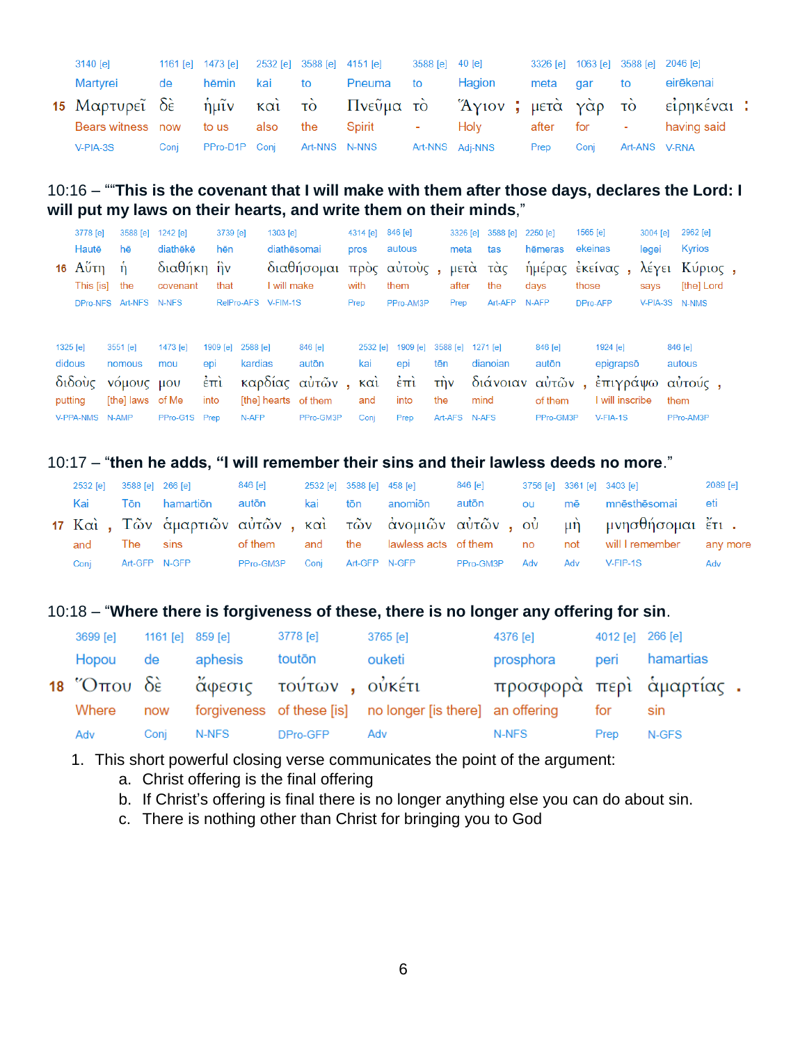| | | | | | | | | | | | | |
|---|---|---|---|---|---|---|---|---|---|---|---|---|
| | 3140 [e] | 1161 [e] | 1473 [e] | 2532 [e] | 3588 [e] | 4151 [e] | 3588 [e] | 40 [e] | 3326 [e] | 1063 [e] | 3588 [e] | 2046 [e] |
| | Martyrei | de | hēmin | kai | to | Pneuma | to | Hagion | meta | gar | to | eirēkenai |
| 15 | Μαρτυρεῖ | δὲ | ἡμῖν | καὶ | τὸ | Πνεῦμα | τὸ | Ἅγιον ; | μετὰ | γὰρ | τὸ | εἰρηκέναι : |
| | Bears witness | now | to us | also | the | Spirit | - | Holy | after | for | - | having said |
| | V-PIA-3S | Conj | PPro-D1P | Conj | Art-NNS | N-NNS | Art-NNS | Adj-NNS | Prep | Conj | Art-ANS | V-RNA |

10:16 – ""**This is the covenant that I will make with them after those days, declares the Lord: I will put my laws on their hearts, and write them on their minds**,"

| | | | | | | | | | | | | | |
|---|---|---|---|---|---|---|---|---|---|---|---|---|---|
| | 3778 [e] | 3588 [e] | 1242 [e] | 3739 [e] | 1303 [e] | 4314 [e] | 846 [e] | 3326 [e] | 3588 [e] | 2250 [e] | 1565 [e] | 3004 [e] | 2962 [e] |
| | Hautē | hē | diathēkē | hēn | diathēsomai | pros | autous | meta | tas | hēmeras | ekeinas | legei | Kyrios |
| 16 | Αὕτη | ἡ | διαθήκη | ἣν | διαθήσομαι | πρὸς | αὐτοὺς , | μετὰ | τὰς | ἡμέρας | ἐκείνας , | λέγει | Κύριος , |
| | This [is] | the | covenant | that | I will make | with | them | after | the | days | those | says | [the] Lord |
| | DPro-NFS | Art-NFS | N-NFS | RelPro-AFS | V-FIM-1S | Prep | PPro-AM3P | Prep | Art-AFP | N-AFP | DPro-AFP | V-PIA-3S | N-NMS |

| | | | | | | | | | | | | |
|---|---|---|---|---|---|---|---|---|---|---|---|---|
| 1325 [e] | 3551 [e] | 1473 [e] | 1909 [e] | 2588 [e] | 846 [e] | 2532 [e] | 1909 [e] | 3588 [e] | 1271 [e] | 846 [e] | 1924 [e] | 846 [e] |
| didous | nomous | mou | epi | kardias | autōn | kai | epi | tēn | dianoian | autōn | epigrapsō | autous |
| διδοὺς | νόμους | μου | ἐπὶ | καρδίας | αὐτῶν , | καὶ | ἐπὶ | τὴν | διάνοιαν | αὐτῶν , | ἐπιγράψω | αὐτούς , |
| putting | [the] laws | of Me | into | [the] hearts | of them | and | into | the | mind | of them | I will inscribe | them |
| V-PPA-NMS | N-AMP | PPro-G1S | Prep | N-AFP | PPro-GM3P | Conj | Prep | Art-AFS | N-AFS | PPro-GM3P | V-FIA-1S | PPro-AM3P |

10:17 – "**then he adds, "I will remember their sins and their lawless deeds no more**."

| | | | | | | | | | | | | |
|---|---|---|---|---|---|---|---|---|---|---|---|---|
| | 2532 [e] | 3588 [e] | 266 [e] | 846 [e] | 2532 [e] | 3588 [e] | 458 [e] | 846 [e] | 3756 [e] | 3361 [e] | 3403 [e] | 2089 [e] |
| | Kai | Tōn | hamartiōn | autōn | kai | tōn | anomiōn | autōn | ou | mē | mnēsthēsomai | eti |
| 17 | Καὶ , | Τῶν | ἁμαρτιῶν | αὐτῶν , | καὶ | τῶν | ἀνομιῶν | αὐτῶν , | οὐ | μὴ | μνησθήσομαι | ἔτι . |
| | and | The | sins | of them | and | the | lawless acts | of them | no | not | will I remember | any more |
| | Conj | Art-GFP | N-GFP | PPro-GM3P | Conj | Art-GFP | N-GFP | PPro-GM3P | Adv | Adv | V-FIP-1S | Adv |

10:18 – "**Where there is forgiveness of these, there is no longer any offering for sin**.

| | | | | | | | | |
|---|---|---|---|---|---|---|---|---|
| | 3699 [e] | 1161 [e] | 859 [e] | 3778 [e] | 3765 [e] | 4376 [e] | 4012 [e] | 266 [e] |
| | Hopou | de | aphesis | toutōn | ouketi | prosphora | peri | hamartias |
| 18 | Ὅπου | δὲ | ἄφεσις | τούτων , | οὐκέτι | προσφορὰ | περὶ | ἁμαρτίας . |
| | Where | now | forgiveness | of these [is] | no longer [is there] | an offering | for | sin |
| | Adv | Conj | N-NFS | DPro-GFP | Adv | N-NFS | Prep | N-GFS |

1. This short powerful closing verse communicates the point of the argument:
   a. Christ offering is the final offering
   b. If Christ's offering is final there is no longer anything else you can do about sin.
   c. There is nothing other than Christ for bringing you to God